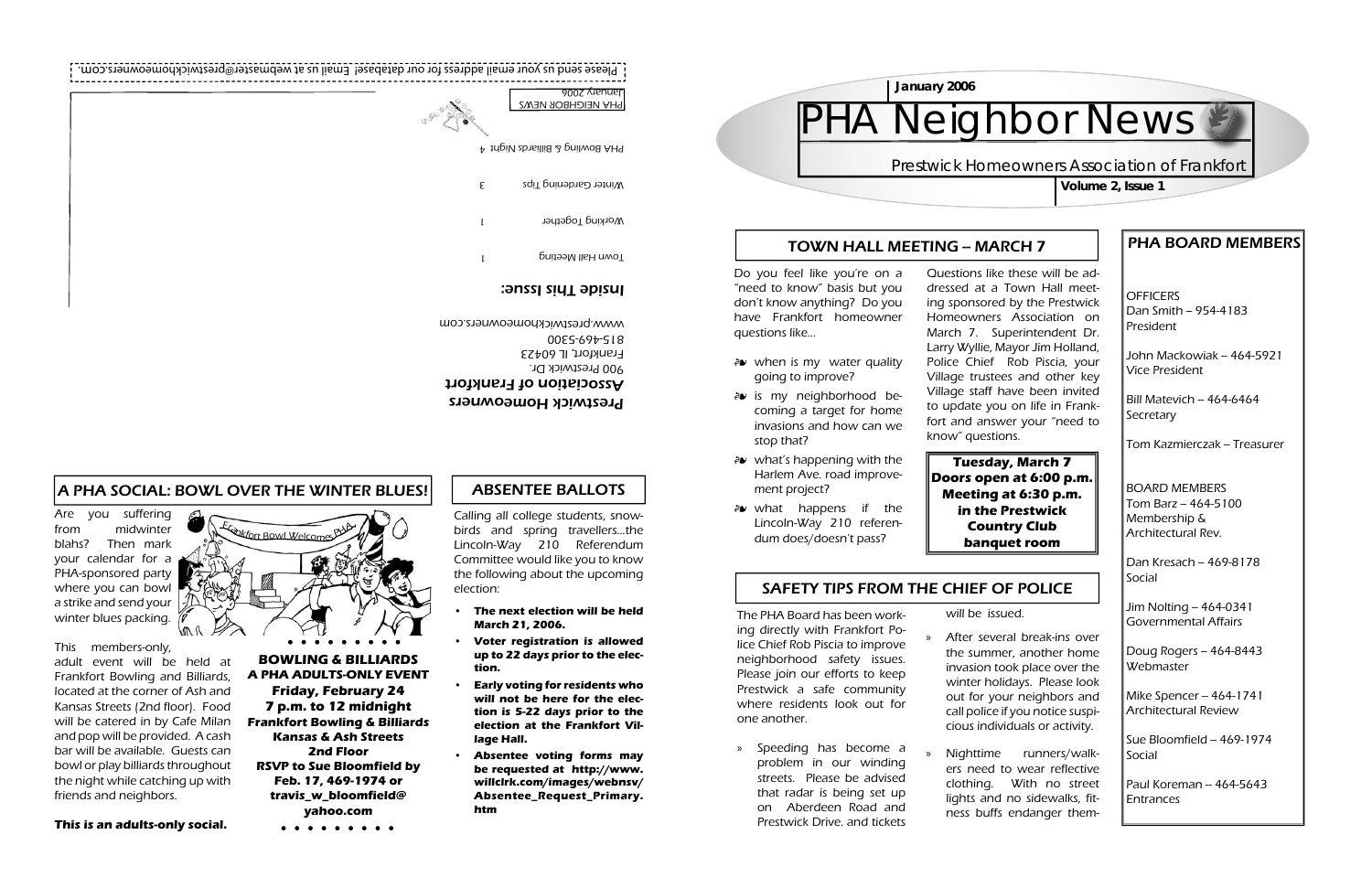# PHA Neighbor News

Prestwick Homeowners Association of Frankfort

January 2006

Volume 2, Issue 1

## TOWN HALL MEETING – MARCH 7

Do you feel like you're on a "need to know" basis but you don't know anything? Do you have Frankfort homeowner questions like...

- when is my water quality going to improve?
- is my neighborhood becoming a target for home invasions and how can we stop that?
- what's happening with the Harlem Ave. road improvement project?
- what happens if the Lincoln-Way 210 referendum does/doesn't pass?

Questions like these will be addressed at a Town Hall meeting sponsored by the Prestwick Homeowners Association on March 7. Superintendent Dr. Larry Wyllie, Mayor Jim Holland, Police Chief Rob Piscia, your Village trustees and other key Village staff have been invited to update you on life in Frankfort and answer your "need to know" questions.

**Tuesday, March 7**
**Doors open at 6:00 p.m.**
**Meeting at 6:30 p.m.**
**in the Prestwick Country Club banquet room**

## SAFETY TIPS FROM THE CHIEF OF POLICE

The PHA Board has been working directly with Frankfort Police Chief Rob Piscia to improve neighborhood safety issues. Please join our efforts to keep Prestwick a safe community where residents look out for one another.

- Speeding has become a problem in our winding streets. Please be advised that radar is being set up on Aberdeen Road and Prestwick Drive. and tickets will be issued.
- After several break-ins over the summer, another home invasion took place over the winter holidays. Please look out for your neighbors and call police if you notice suspicious individuals or activity.
- Nighttime runners/walkers need to wear reflective clothing. With no street lights and no sidewalks, fitness buffs endanger them-

## PHA BOARD MEMBERS

OFFICERS

Dan Smith – 954-4183
President

John Mackowiak – 464-5921
Vice President

Bill Matevich – 464-6464
Secretary

Tom Kazmierczak – Treasurer

BOARD MEMBERS

Tom Barz – 464-5100
Membership & Architectural Rev.

Dan Kresach – 469-8178
Social

Jim Nolting – 464-0341
Governmental Affairs

Doug Rogers – 464-8443
Webmaster

Mike Spencer – 464-1741
Architectural Review

Sue Bloomfield – 469-1974
Social

Paul Koreman – 464-5643
Entrances

## A PHA SOCIAL: BOWL OVER THE WINTER BLUES!

Are you suffering from midwinter blahs? Then mark your calendar for a PHA-sponsored party where you can bowl a strike and send your winter blues packing.

This members-only, adult event will be held at Frankfort Bowling and Billiards, located at the corner of Ash and Kansas Streets (2nd floor). Food will be catered in by Cafe Milan and pop will be provided. A cash bar will be available. Guests can bowl or play billiards throughout the night while catching up with friends and neighbors.

***This is an adults-only social.***

**BOWLING & BILLIARDS**
**A PHA ADULTS-ONLY EVENT**
**Friday, February 24**
**7 p.m. to 12 midnight**
**Frankfort Bowling & Billiards**
**Kansas & Ash Streets**
**2nd Floor**
**RSVP to Sue Bloomfield by Feb. 17, 469-1974 or travis_w_bloomfield@yahoo.com**

## ABSENTEE BALLOTS

Calling all college students, snowbirds and spring travellers...the Lincoln-Way 210 Referendum Committee would like you to know the following about the upcoming election:

- ***The next election will be held March 21, 2006.***
- ***Voter registration is allowed up to 22 days prior to the election.***
- ***Early voting for residents who will not be here for the election is 5-22 days prior to the election at the Frankfort Village Hall.***
- ***Absentee voting forms may be requested at http://www.willclrk.com/images/webnsv/Absentee_Request_Primary.htm***

**Prestwick Homeowners Association of Frankfort**
900 Prestwick Dr.
Frankfort, IL 60423
815-469-5300
www.prestwickhomeowners.com

### Inside This Issue:

| | |
|---|---|
| Town Hall Meeting | 1 |
| Working Together | 1 |
| Winter Gardening Tips | 3 |
| PHA Bowling & Billiards Night | 4 |

PHA NEIGHBOR NEWS
January 2006

Please send us your email address for our database! Email us at webmaster@prestwickhomeowners.com.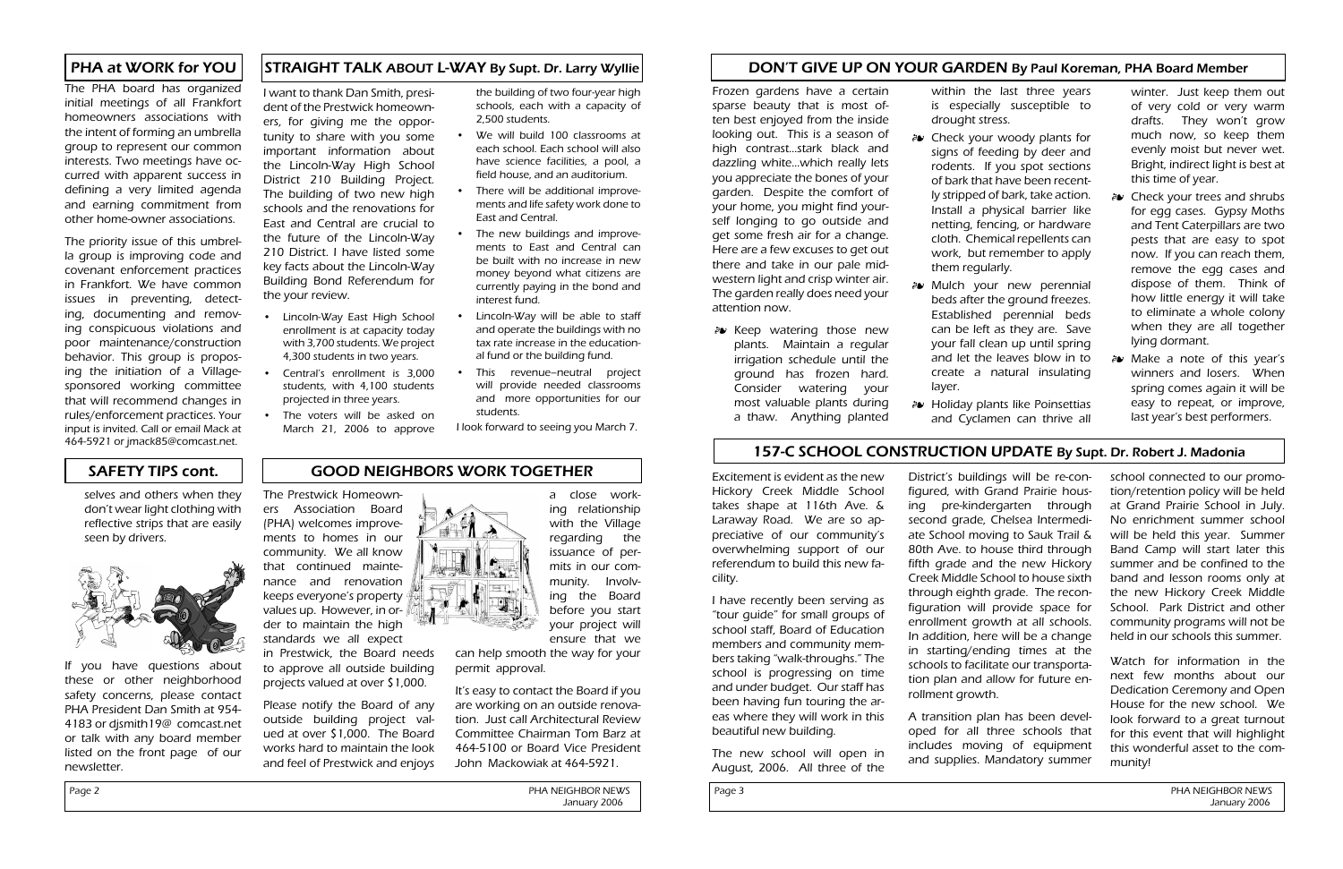## PHA at WORK for YOU

The PHA board has organized initial meetings of all Frankfort homeowners associations with the intent of forming an umbrella group to represent our common interests. Two meetings have occurred with apparent success in defining a very limited agenda and earning commitment from other home-owner associations.

The priority issue of this umbrella group is improving code and covenant enforcement practices in Frankfort. We have common issues in preventing, detecting, documenting and removing conspicuous violations and poor maintenance/construction behavior. This group is proposing the initiation of a Village-sponsored working committee that will recommend changes in rules/enforcement practices. Your input is invited. Call or email Mack at 464-5921 or jmack85@comcast.net.

## SAFETY TIPS cont.

selves and others when they don't wear light clothing with reflective strips that are easily seen by drivers.

If you have questions about these or other neighborhood safety concerns, please contact PHA President Dan Smith at 954-4183 or djsmith19@ comcast.net or talk with any board member listed on the front page of our newsletter.

## STRAIGHT TALK ABOUT L-WAY By Supt. Dr. Larry Wyllie

I want to thank Dan Smith, president of the Prestwick homeowners, for giving me the opportunity to share with you some important information about the Lincoln-Way High School District 210 Building Project. The building of two new high schools and the renovations for East and Central are crucial to the future of the Lincoln-Way 210 District. I have listed some key facts about the Lincoln-Way Building Bond Referendum for the your review.

- Lincoln-Way East High School enrollment is at capacity today with 3,700 students. We project 4,300 students in two years.
- Central's enrollment is 3,000 students, with 4,100 students projected in three years.
- The voters will be asked on March 21, 2006 to approve the building of two four-year high schools, each with a capacity of 2,500 students.
- We will build 100 classrooms at each school. Each school will also have science facilities, a pool, a field house, and an auditorium.
- There will be additional improvements and life safety work done to East and Central.
- The new buildings and improvements to East and Central can be built with no increase in new money beyond what citizens are currently paying in the bond and interest fund.
- Lincoln-Way will be able to staff and operate the buildings with no tax rate increase in the educational fund or the building fund.
- This revenue–neutral project will provide needed classrooms and more opportunities for our students.

I look forward to seeing you March 7.

## GOOD NEIGHBORS WORK TOGETHER

The Prestwick Homeowners Association Board (PHA) welcomes improvements to homes in our community. We all know that continued maintenance and renovation keeps everyone's property values up. However, in order to maintain the high standards we all expect in Prestwick, the Board needs to approve all outside building projects valued at over $1,000.

Please notify the Board of any outside building project valued at over $1,000. The Board works hard to maintain the look and feel of Prestwick and enjoys a close working relationship with the Village regarding the issuance of permits in our community. Involving the Board before you start your project will ensure that we can help smooth the way for your permit approval.

It's easy to contact the Board if you are working on an outside renovation. Just call Architectural Review Committee Chairman Tom Barz at 464-5100 or Board Vice President John Mackowiak at 464-5921.

## DON'T GIVE UP ON YOUR GARDEN By Paul Koreman, PHA Board Member

Frozen gardens have a certain sparse beauty that is most often best enjoyed from the inside looking out. This is a season of high contrast...stark black and dazzling white...which really lets you appreciate the bones of your garden. Despite the comfort of your home, you might find yourself longing to go outside and get some fresh air for a change. Here are a few excuses to get out there and take in our pale midwestern light and crisp winter air. The garden really does need your attention now.

- Keep watering those new plants. Maintain a regular irrigation schedule until the ground has frozen hard. Consider watering your most valuable plants during a thaw. Anything planted within the last three years is especially susceptible to drought stress.
- Check your woody plants for signs of feeding by deer and rodents. If you spot sections of bark that have been recently stripped of bark, take action. Install a physical barrier like netting, fencing, or hardware cloth. Chemical repellents can work, but remember to apply them regularly.
- Mulch your new perennial beds after the ground freezes. Established perennial beds can be left as they are. Save your fall clean up until spring and let the leaves blow in to create a natural insulating layer.
- Holiday plants like Poinsettias and Cyclamen can thrive all winter. Just keep them out of very cold or very warm drafts. They won't grow much now, so keep them evenly moist but never wet. Bright, indirect light is best at this time of year.
- Check your trees and shrubs for egg cases. Gypsy Moths and Tent Caterpillars are two pests that are easy to spot now. If you can reach them, remove the egg cases and dispose of them. Think of how little energy it will take to eliminate a whole colony when they are all together lying dormant.
- Make a note of this year's winners and losers. When spring comes again it will be easy to repeat, or improve, last year's best performers.

## 157-C SCHOOL CONSTRUCTION UPDATE By Supt. Dr. Robert J. Madonia

Excitement is evident as the new Hickory Creek Middle School takes shape at 116th Ave. & Laraway Road. We are so appreciative of our community's overwhelming support of our referendum to build this new facility.

I have recently been serving as "tour guide" for small groups of school staff, Board of Education members and community members taking "walk-throughs." The school is progressing on time and under budget. Our staff has been having fun touring the areas where they will work in this beautiful new building.

The new school will open in August, 2006. All three of the District's buildings will be re-configured, with Grand Prairie housing pre-kindergarten through second grade, Chelsea Intermediate School moving to Sauk Trail & 80th Ave. to house third through fifth grade and the new Hickory Creek Middle School to house sixth through eighth grade. The reconfiguration will provide space for enrollment growth at all schools. In addition, here will be a change in starting/ending times at the schools to facilitate our transportation plan and allow for future enrollment growth.

A transition plan has been developed for all three schools that includes moving of equipment and supplies. Mandatory summer school connected to our promotion/retention policy will be held at Grand Prairie School in July. No enrichment summer school will be held this year. Summer Band Camp will start later this summer and be confined to the band and lesson rooms only at the new Hickory Creek Middle School. Park District and other community programs will not be held in our schools this summer.

Watch for information in the next few months about our Dedication Ceremony and Open House for the new school. We look forward to a great turnout for this event that will highlight this wonderful asset to the community!